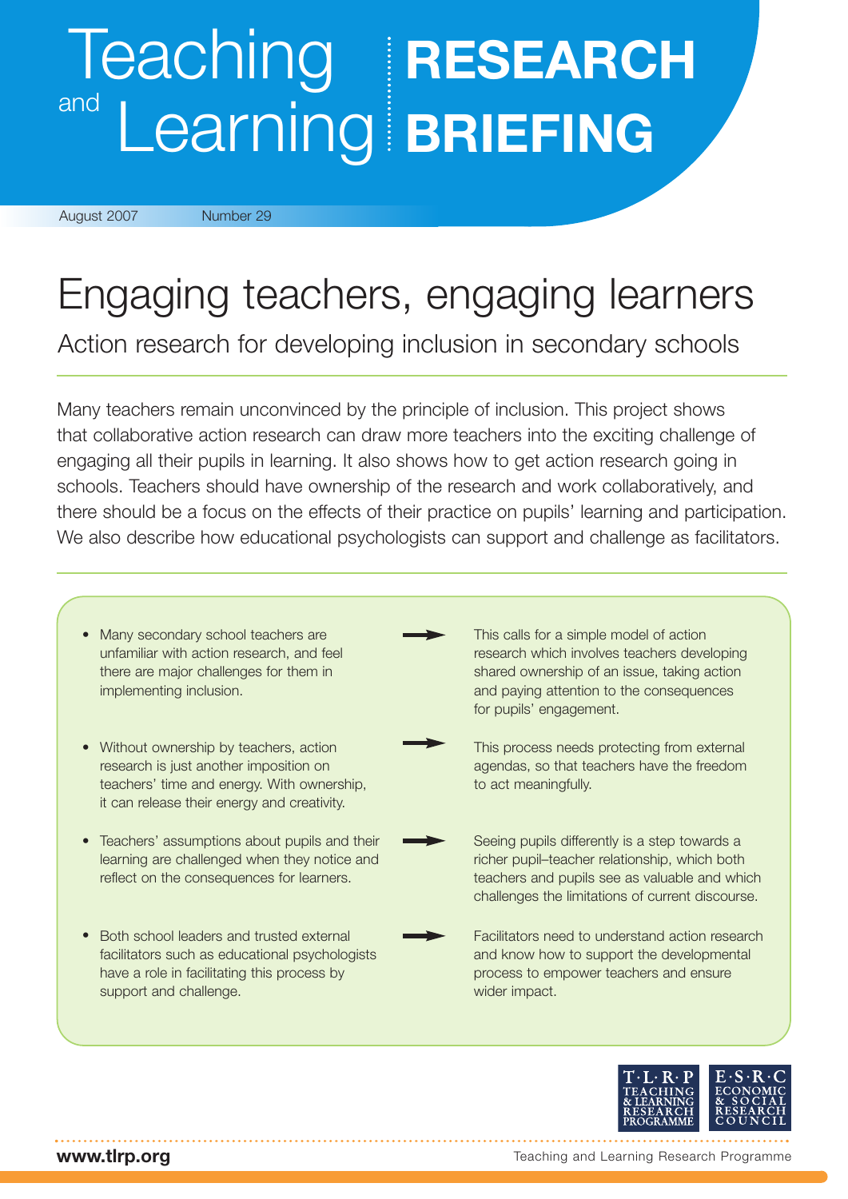# Teaching and Learning RESEARCH BRIEFING

August 2007 Number 29

# Engaging teachers, engaging learners

## Action research for developing inclusion in secondary schools

Many teachers remain unconvinced by the principle of inclusion. This project shows that collaborative action research can draw more teachers into the exciting challenge of engaging all their pupils in learning. It also shows how to get action research going in schools. Teachers should have ownership of the research and work collaboratively, and there should be a focus on the effects of their practice on pupils' learning and participation. We also describe how educational psychologists can support and challenge as facilitators.

- Many secondary school teachers are unfamiliar with action research, and feel there are major challenges for them in implementing inclusion.
  → This calls for a simple model of action research which involves teachers developing shared ownership of an issue, taking action and paying attention to the consequences for pupils' engagement.

- Without ownership by teachers, action research is just another imposition on teachers' time and energy. With ownership, it can release their energy and creativity.
  → This process needs protecting from external agendas, so that teachers have the freedom to act meaningfully.

- Teachers' assumptions about pupils and their learning are challenged when they notice and reflect on the consequences for learners.
  → Seeing pupils differently is a step towards a richer pupil–teacher relationship, which both teachers and pupils see as valuable and which challenges the limitations of current discourse.

- Both school leaders and trusted external facilitators such as educational psychologists have a role in facilitating this process by support and challenge.
  → Facilitators need to understand action research and know how to support the developmental process to empower teachers and ensure wider impact.

T·L·R·P Teaching & Learning Research Programme | E·S·R·C Economic & Social Research Council

www.tlrp.org

Teaching and Learning Research Programme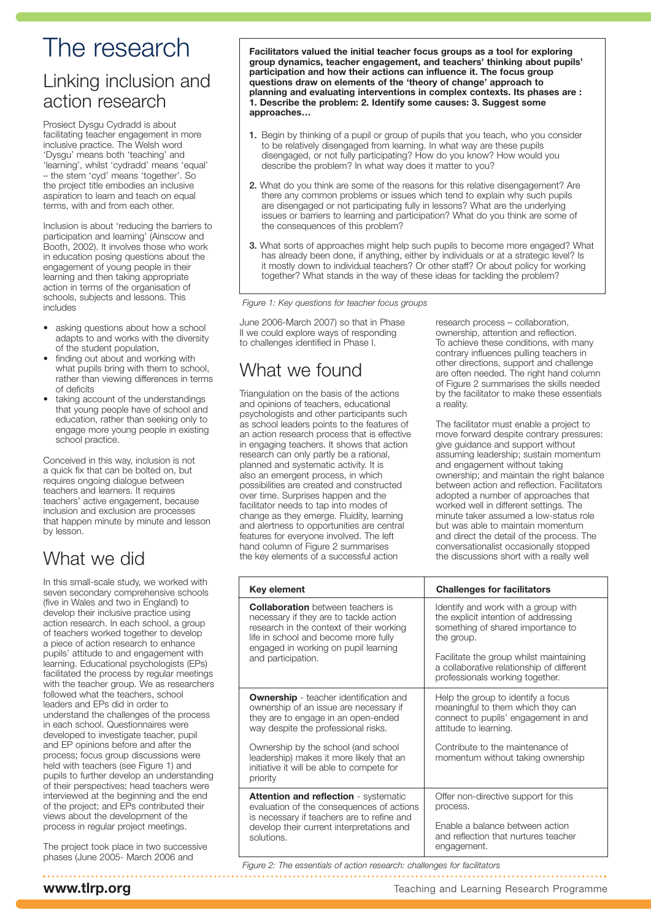# The research

## Linking inclusion and action research

Prosiect Dysgu Cydradd is about facilitating teacher engagement in more inclusive practice. The Welsh word 'Dysgu' means both 'teaching' and 'learning', whilst 'cydradd' means 'equal' – the stem 'cyd' means 'together'. So the project title embodies an inclusive aspiration to learn and teach on equal terms, with and from each other.

Inclusion is about 'reducing the barriers to participation and learning' (Ainscow and Booth, 2002). It involves those who work in education posing questions about the engagement of young people in their learning and then taking appropriate action in terms of the organisation of schools, subjects and lessons. This includes

- asking questions about how a school adapts to and works with the diversity of the student population,
- finding out about and working with what pupils bring with them to school, rather than viewing differences in terms of deficits
- taking account of the understandings that young people have of school and education, rather than seeking only to engage more young people in existing school practice.

Conceived in this way, inclusion is not a quick fix that can be bolted on, but requires ongoing dialogue between teachers and learners. It requires teachers' active engagement, because inclusion and exclusion are processes that happen minute by minute and lesson by lesson.

## What we did

In this small-scale study, we worked with seven secondary comprehensive schools (five in Wales and two in England) to develop their inclusive practice using action research. In each school, a group of teachers worked together to develop a piece of action research to enhance pupils' attitude to and engagement with learning. Educational psychologists (EPs) facilitated the process by regular meetings with the teacher group. We as researchers followed what the teachers, school leaders and EPs did in order to understand the challenges of the process in each school. Questionnaires were developed to investigate teacher, pupil and EP opinions before and after the process; focus group discussions were held with teachers (see Figure 1) and pupils to further develop an understanding of their perspectives; head teachers were interviewed at the beginning and the end of the project; and EPs contributed their views about the development of the process in regular project meetings.

The project took place in two successive phases (June 2005- March 2006 and June 2006-March 2007) so that in Phase II we could explore ways of responding to challenges identified in Phase I.

**Facilitators valued the initial teacher focus groups as a tool for exploring group dynamics, teacher engagement, and teachers' thinking about pupils' participation and how their actions can influence it. The focus group questions draw on elements of the 'theory of change' approach to planning and evaluating interventions in complex contexts. Its phases are : 1. Describe the problem: 2. Identify some causes: 3. Suggest some approaches…**

1. Begin by thinking of a pupil or group of pupils that you teach, who you consider to be relatively disengaged from learning. In what way are these pupils disengaged, or not fully participating? How do you know? How would you describe the problem? In what way does it matter to you?
2. What do you think are some of the reasons for this relative disengagement? Are there any common problems or issues which tend to explain why such pupils are disengaged or not participating fully in lessons? What are the underlying issues or barriers to learning and participation? What do you think are some of the consequences of this problem?
3. What sorts of approaches might help such pupils to become more engaged? What has already been done, if anything, either by individuals or at a strategic level? Is it mostly down to individual teachers? Or other staff? Or about policy for working together? What stands in the way of these ideas for tackling the problem?

*Figure 1: Key questions for teacher focus groups*

## What we found

Triangulation on the basis of the actions and opinions of teachers, educational psychologists and other participants such as school leaders points to the features of an action research process that is effective in engaging teachers. It shows that action research can only partly be a rational, planned and systematic activity. It is also an emergent process, in which possibilities are created and constructed over time. Surprises happen and the facilitator needs to tap into modes of change as they emerge. Fluidity, learning and alertness to opportunities are central features for everyone involved. The left hand column of Figure 2 summarises the key elements of a successful action research process – collaboration, ownership, attention and reflection. To achieve these conditions, with many contrary influences pulling teachers in other directions, support and challenge are often needed. The right hand column of Figure 2 summarises the skills needed by the facilitator to make these essentials a reality.

The facilitator must enable a project to move forward despite contrary pressures: give guidance and support without assuming leadership; sustain momentum and engagement without taking ownership; and maintain the right balance between action and reflection. Facilitators adopted a number of approaches that worked well in different settings. The minute taker assumed a low-status role but was able to maintain momentum and direct the detail of the process. The conversationalist occasionally stopped the discussions short with a really well

| Key element | Challenges for facilitators |
|---|---|
| **Collaboration** between teachers is necessary if they are to tackle action research in the context of their working life in school and become more fully engaged in working on pupil learning and participation. | Identify and work with a group with the explicit intention of addressing something of shared importance to the group.<br><br>Facilitate the group whilst maintaining a collaborative relationship of different professionals working together. |
| **Ownership** - teacher identification and ownership of an issue are necessary if they are to engage in an open-ended way despite the professional risks.<br><br>Ownership by the school (and school leadership) makes it more likely that an initiative it will be able to compete for priority | Help the group to identify a focus meaningful to them which they can connect to pupils' engagement in and attitude to learning.<br><br>Contribute to the maintenance of momentum without taking ownership |
| **Attention and reflection** - systematic evaluation of the consequences of actions is necessary if teachers are to refine and develop their current interpretations and solutions. | Offer non-directive support for this process.<br><br>Enable a balance between action and reflection that nurtures teacher engagement. |

*Figure 2: The essentials of action research: challenges for facilitators*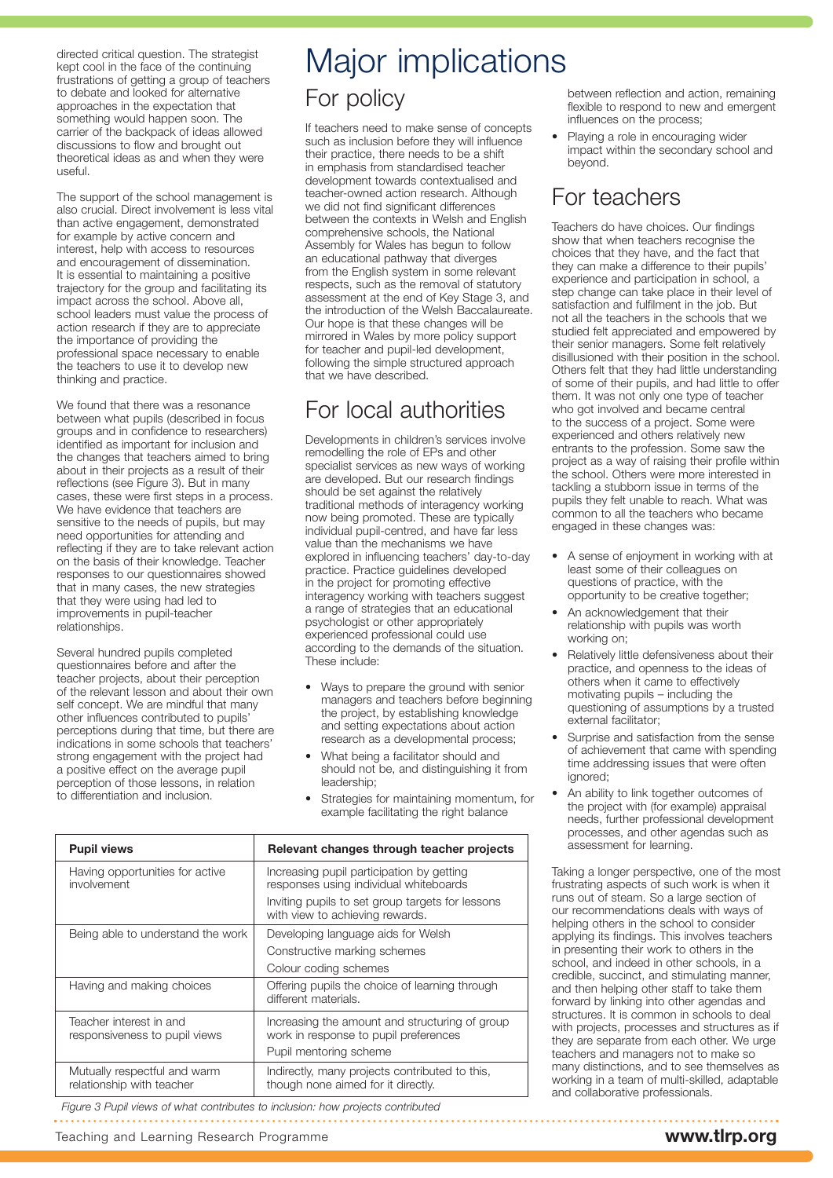directed critical question. The strategist kept cool in the face of the continuing frustrations of getting a group of teachers to debate and looked for alternative approaches in the expectation that something would happen soon. The carrier of the backpack of ideas allowed discussions to flow and brought out theoretical ideas as and when they were useful.

The support of the school management is also crucial. Direct involvement is less vital than active engagement, demonstrated for example by active concern and interest, help with access to resources and encouragement of dissemination. It is essential to maintaining a positive trajectory for the group and facilitating its impact across the school. Above all, school leaders must value the process of action research if they are to appreciate the importance of providing the professional space necessary to enable the teachers to use it to develop new thinking and practice.

We found that there was a resonance between what pupils (described in focus groups and in confidence to researchers) identified as important for inclusion and the changes that teachers aimed to bring about in their projects as a result of their reflections (see Figure 3). But in many cases, these were first steps in a process. We have evidence that teachers are sensitive to the needs of pupils, but may need opportunities for attending and reflecting if they are to take relevant action on the basis of their knowledge. Teacher responses to our questionnaires showed that in many cases, the new strategies that they were using had led to improvements in pupil-teacher relationships.

Several hundred pupils completed questionnaires before and after the teacher projects, about their perception of the relevant lesson and about their own self concept. We are mindful that many other influences contributed to pupils' perceptions during that time, but there are indications in some schools that teachers' strong engagement with the project had a positive effect on the average pupil perception of those lessons, in relation to differentiation and inclusion.

| Pupil views | Relevant changes through teacher projects |
|---|---|
| Having opportunities for active involvement | Increasing pupil participation by getting responses using individual whiteboards<br>Inviting pupils to set group targets for lessons with view to achieving rewards. |
| Being able to understand the work | Developing language aids for Welsh<br>Constructive marking schemes<br>Colour coding schemes |
| Having and making choices | Offering pupils the choice of learning through different materials. |
| Teacher interest in and responsiveness to pupil views | Increasing the amount and structuring of group work in response to pupil preferences<br>Pupil mentoring scheme |
| Mutually respectful and warm relationship with teacher | Indirectly, many projects contributed to this, though none aimed for it directly. |

*Figure 3 Pupil views of what contributes to inclusion: how projects contributed*

# Major implications

## For policy

If teachers need to make sense of concepts such as inclusion before they will influence their practice, there needs to be a shift in emphasis from standardised teacher development towards contextualised and teacher-owned action research. Although we did not find significant differences between the contexts in Welsh and English comprehensive schools, the National Assembly for Wales has begun to follow an educational pathway that diverges from the English system in some relevant respects, such as the removal of statutory assessment at the end of Key Stage 3, and the introduction of the Welsh Baccalaureate. Our hope is that these changes will be mirrored in Wales by more policy support for teacher and pupil-led development, following the simple structured approach that we have described.

## For local authorities

Developments in children's services involve remodelling the role of EPs and other specialist services as new ways of working are developed. But our research findings should be set against the relatively traditional methods of interagency working now being promoted. These are typically individual pupil-centred, and have far less value than the mechanisms we have explored in influencing teachers' day-to-day practice. Practice guidelines developed in the project for promoting effective interagency working with teachers suggest a range of strategies that an educational psychologist or other appropriately experienced professional could use according to the demands of the situation. These include:

- Ways to prepare the ground with senior managers and teachers before beginning the project, by establishing knowledge and setting expectations about action research as a developmental process;
- What being a facilitator should and should not be, and distinguishing it from leadership;
- Strategies for maintaining momentum, for example facilitating the right balance between reflection and action, remaining flexible to respond to new and emergent influences on the process;
- Playing a role in encouraging wider impact within the secondary school and beyond.

## For teachers

Teachers do have choices. Our findings show that when teachers recognise the choices that they have, and the fact that they can make a difference to their pupils' experience and participation in school, a step change can take place in their level of satisfaction and fulfilment in the job. But not all the teachers in the schools that we studied felt appreciated and empowered by their senior managers. Some felt relatively disillusioned with their position in the school. Others felt that they had little understanding of some of their pupils, and had little to offer them. It was not only one type of teacher who got involved and became central to the success of a project. Some were experienced and others relatively new entrants to the profession. Some saw the project as a way of raising their profile within the school. Others were more interested in tackling a stubborn issue in terms of the pupils they felt unable to reach. What was common to all the teachers who became engaged in these changes was:

- A sense of enjoyment in working with at least some of their colleagues on questions of practice, with the opportunity to be creative together;
- An acknowledgement that their relationship with pupils was worth working on;
- Relatively little defensiveness about their practice, and openness to the ideas of others when it came to effectively motivating pupils – including the questioning of assumptions by a trusted external facilitator;
- Surprise and satisfaction from the sense of achievement that came with spending time addressing issues that were often ignored;
- An ability to link together outcomes of the project with (for example) appraisal needs, further professional development processes, and other agendas such as assessment for learning.

Taking a longer perspective, one of the most frustrating aspects of such work is when it runs out of steam. So a large section of our recommendations deals with ways of helping others in the school to consider applying its findings. This involves teachers in presenting their work to others in the school, and indeed in other schools, in a credible, succinct, and stimulating manner, and then helping other staff to take them forward by linking into other agendas and structures. It is common in schools to deal with projects, processes and structures as if they are separate from each other. We urge teachers and managers not to make so many distinctions, and to see themselves as working in a team of multi-skilled, adaptable and collaborative professionals.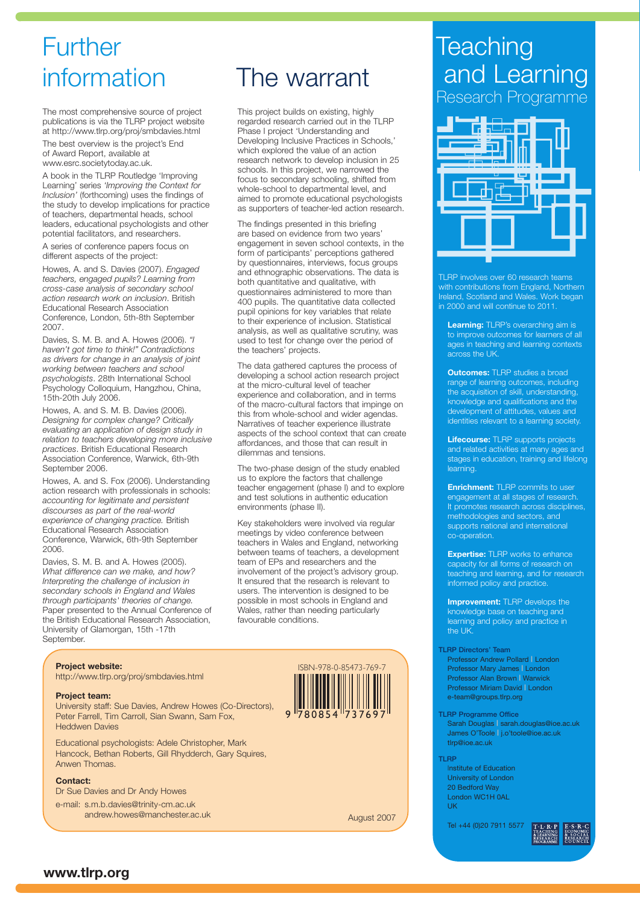# Further information

The most comprehensive source of project publications is via the TLRP project website at http://www.tlrp.org/proj/smbdavies.html

The best overview is the project's End of Award Report, available at www.esrc.societytoday.ac.uk.

A book in the TLRP Routledge 'Improving Learning' series *'Improving the Context for Inclusion'* (forthcoming) uses the findings of the study to develop implications for practice of teachers, departmental heads, school leaders, educational psychologists and other potential facilitators, and researchers.

A series of conference papers focus on different aspects of the project:

Howes, A. and S. Davies (2007). *Engaged teachers, engaged pupils? Learning from cross-case analysis of secondary school action research work on inclusion*. British Educational Research Association Conference, London, 5th-8th September 2007.

Davies, S. M. B. and A. Howes (2006). *"I haven't got time to think!" Contradictions as drivers for change in an analysis of joint working between teachers and school psychologists*. 28th International School Psychology Colloquium, Hangzhou, China, 15th-20th July 2006.

Howes, A. and S. M. B. Davies (2006). *Designing for complex change? Critically evaluating an application of design study in relation to teachers developing more inclusive practices*. British Educational Research Association Conference, Warwick, 6th-9th September 2006.

Howes, A. and S. Fox (2006). Understanding action research with professionals in schools: *accounting for legitimate and persistent discourses as part of the real-world experience of changing practice.* British Educational Research Association Conference, Warwick, 6th-9th September 2006.

Davies, S. M. B. and A. Howes (2005). *What difference can we make, and how? Interpreting the challenge of inclusion in secondary schools in England and Wales through participants' theories of change.* Paper presented to the Annual Conference of the British Educational Research Association, University of Glamorgan, 15th -17th September.

# The warrant

This project builds on existing, highly regarded research carried out in the TLRP Phase I project 'Understanding and Developing Inclusive Practices in Schools,' which explored the value of an action research network to develop inclusion in 25 schools. In this project, we narrowed the focus to secondary schooling, shifted from whole-school to departmental level, and aimed to promote educational psychologists as supporters of teacher-led action research.

The findings presented in this briefing are based on evidence from two years' engagement in seven school contexts, in the form of participants' perceptions gathered by questionnaires, interviews, focus groups and ethnographic observations. The data is both quantitative and qualitative, with questionnaires administered to more than 400 pupils. The quantitative data collected pupil opinions for key variables that relate to their experience of inclusion. Statistical analysis, as well as qualitative scrutiny, was used to test for change over the period of the teachers' projects.

The data gathered captures the process of developing a school action research project at the micro-cultural level of teacher experience and collaboration, and in terms of the macro-cultural factors that impinge on this from whole-school and wider agendas. Narratives of teacher experience illustrate aspects of the school context that can create affordances, and those that can result in dilemmas and tensions.

The two-phase design of the study enabled us to explore the factors that challenge teacher engagement (phase I) and to explore and test solutions in authentic education environments (phase II).

Key stakeholders were involved via regular meetings by video conference between teachers in Wales and England, networking between teams of teachers, a development team of EPs and researchers and the involvement of the project's advisory group. It ensured that the research is relevant to users. The intervention is designed to be possible in most schools in England and Wales, rather than needing particularly favourable conditions.

**Project website:**
http://www.tlrp.org/proj/smbdavies.html

**Project team:**
University staff: Sue Davies, Andrew Howes (Co-Directors), Peter Farrell, Tim Carroll, Sian Swann, Sam Fox, Heddwen Davies

Educational psychologists: Adele Christopher, Mark Hancock, Bethan Roberts, Gill Rhydderch, Gary Squires, Anwen Thomas.

**Contact:**
Dr Sue Davies and Dr Andy Howes

e-mail: s.m.b.davies@trinity-cm.ac.uk
andrew.howes@manchester.ac.uk

ISBN-978-0-85473-769-7

August 2007

# Teaching and Learning
## Research Programme

TLRP involves over 60 research teams with contributions from England, Northern Ireland, Scotland and Wales. Work began in 2000 and will continue to 2011.

**Learning:** TLRP's overarching aim is to improve outcomes for learners of all ages in teaching and learning contexts across the UK.

**Outcomes:** TLRP studies a broad range of learning outcomes, including the acquisition of skill, understanding, knowledge and qualifications and the development of attitudes, values and identities relevant to a learning society.

**Lifecourse:** TLRP supports projects and related activities at many ages and stages in education, training and lifelong learning.

**Enrichment:** TLRP commits to user engagement at all stages of research. It promotes research across disciplines, methodologies and sectors, and supports national and international co-operation.

**Expertise:** TLRP works to enhance capacity for all forms of research on teaching and learning, and for research informed policy and practice.

**Improvement:** TLRP develops the knowledge base on teaching and learning and policy and practice in the UK.

TLRP Directors' Team
Professor Andrew Pollard | London
Professor Mary James | London
Professor Alan Brown | Warwick
Professor Miriam David | London
e-team@groups.tlrp.org

TLRP Programme Office
Sarah Douglas | sarah.douglas@ioe.ac.uk
James O'Toole | j.o'toole@ioe.ac.uk
tlrp@ioe.ac.uk

TLRP
Institute of Education
University of London
20 Bedford Way
London WC1H 0AL
UK

Tel +44 (0)20 7911 5577

www.tlrp.org